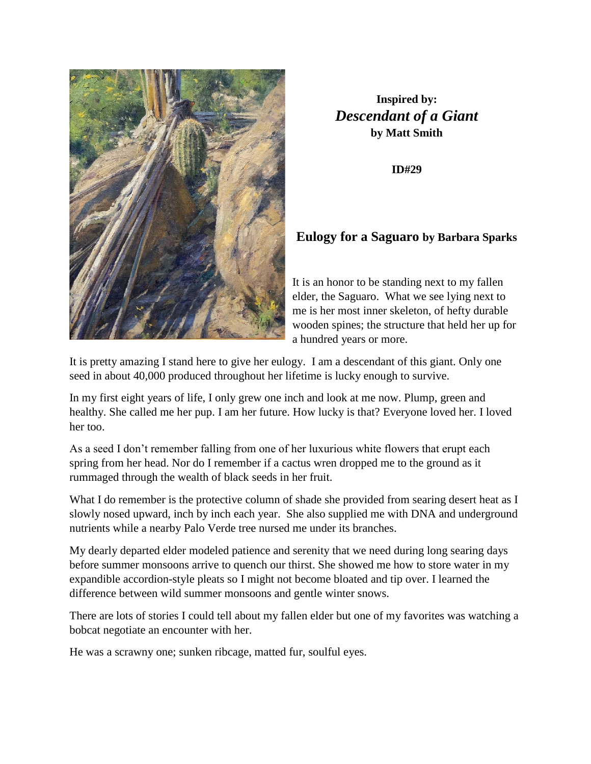**Inspired by:**
***Descendant of a Giant***
**by Matt Smith**

**ID#29**

## Eulogy for a Saguaro by Barbara Sparks

It is an honor to be standing next to my fallen elder, the Saguaro. What we see lying next to me is her most inner skeleton, of hefty durable wooden spines; the structure that held her up for a hundred years or more.

It is pretty amazing I stand here to give her eulogy. I am a descendant of this giant. Only one seed in about 40,000 produced throughout her lifetime is lucky enough to survive.

In my first eight years of life, I only grew one inch and look at me now. Plump, green and healthy. She called me her pup. I am her future. How lucky is that? Everyone loved her. I loved her too.

As a seed I don't remember falling from one of her luxurious white flowers that erupt each spring from her head. Nor do I remember if a cactus wren dropped me to the ground as it rummaged through the wealth of black seeds in her fruit.

What I do remember is the protective column of shade she provided from searing desert heat as I slowly nosed upward, inch by inch each year. She also supplied me with DNA and underground nutrients while a nearby Palo Verde tree nursed me under its branches.

My dearly departed elder modeled patience and serenity that we need during long searing days before summer monsoons arrive to quench our thirst. She showed me how to store water in my expandible accordion-style pleats so I might not become bloated and tip over. I learned the difference between wild summer monsoons and gentle winter snows.

There are lots of stories I could tell about my fallen elder but one of my favorites was watching a bobcat negotiate an encounter with her.

He was a scrawny one; sunken ribcage, matted fur, soulful eyes.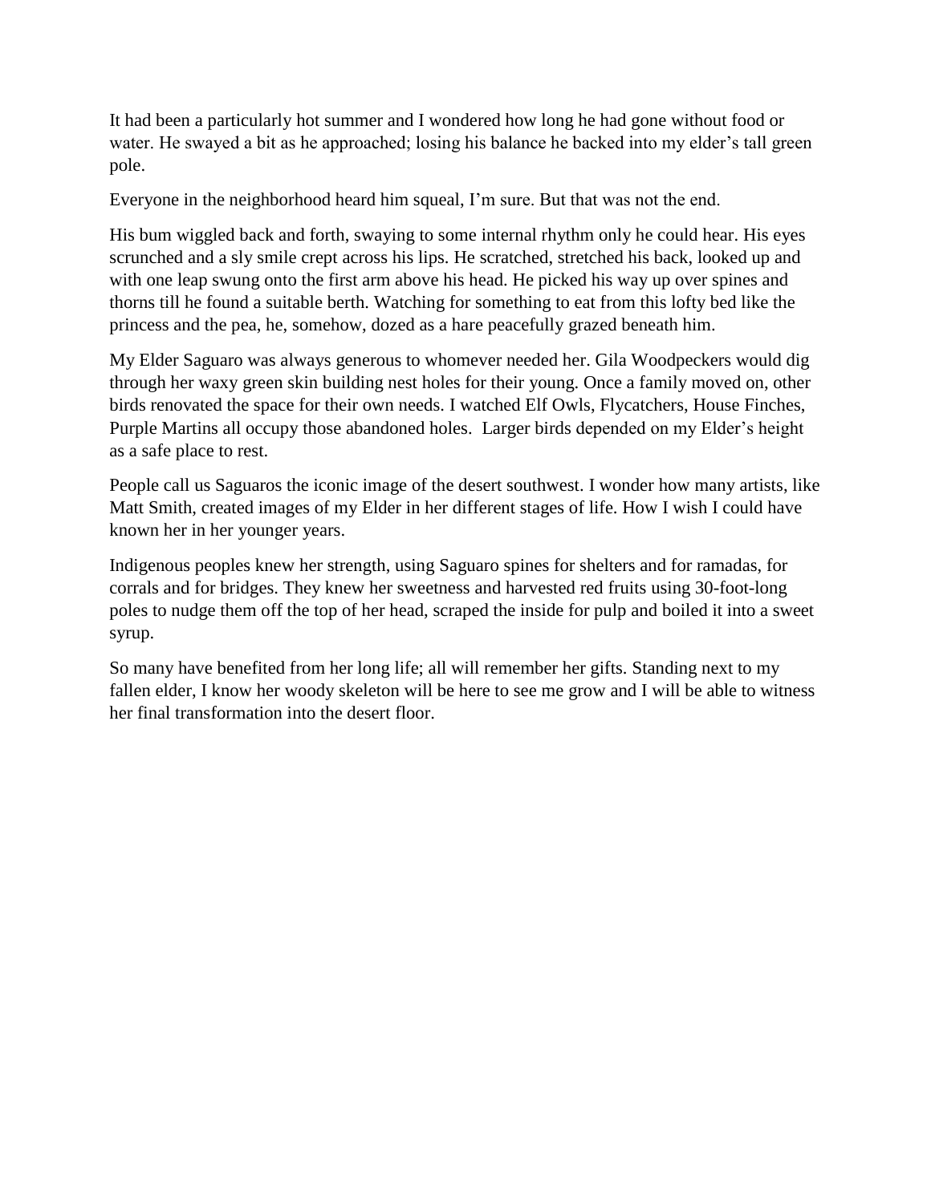It had been a particularly hot summer and I wondered how long he had gone without food or water. He swayed a bit as he approached; losing his balance he backed into my elder's tall green pole.

Everyone in the neighborhood heard him squeal, I'm sure. But that was not the end.

His bum wiggled back and forth, swaying to some internal rhythm only he could hear. His eyes scrunched and a sly smile crept across his lips. He scratched, stretched his back, looked up and with one leap swung onto the first arm above his head. He picked his way up over spines and thorns till he found a suitable berth. Watching for something to eat from this lofty bed like the princess and the pea, he, somehow, dozed as a hare peacefully grazed beneath him.

My Elder Saguaro was always generous to whomever needed her. Gila Woodpeckers would dig through her waxy green skin building nest holes for their young. Once a family moved on, other birds renovated the space for their own needs. I watched Elf Owls, Flycatchers, House Finches, Purple Martins all occupy those abandoned holes. Larger birds depended on my Elder's height as a safe place to rest.

People call us Saguaros the iconic image of the desert southwest. I wonder how many artists, like Matt Smith, created images of my Elder in her different stages of life. How I wish I could have known her in her younger years.

Indigenous peoples knew her strength, using Saguaro spines for shelters and for ramadas, for corrals and for bridges. They knew her sweetness and harvested red fruits using 30-foot-long poles to nudge them off the top of her head, scraped the inside for pulp and boiled it into a sweet syrup.

So many have benefited from her long life; all will remember her gifts. Standing next to my fallen elder, I know her woody skeleton will be here to see me grow and I will be able to witness her final transformation into the desert floor.